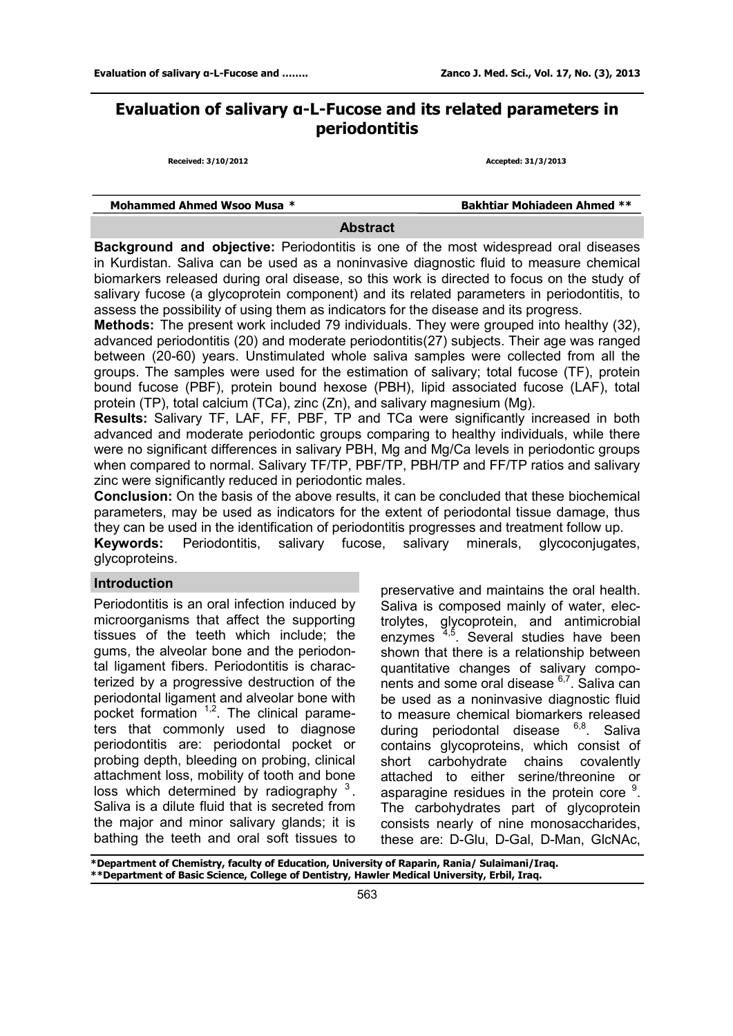# Evaluation of salivary α-L-Fucose and its related parameters in periodontitis

**Received: 3/10/2012** **Accepted: 31/3/2013**

**Mohammed Ahmed Wsoo Musa *** **Bakhtiar Mohiadeen Ahmed ****

## Abstract

**Background and objective:** Periodontitis is one of the most widespread oral diseases in Kurdistan. Saliva can be used as a noninvasive diagnostic fluid to measure chemical biomarkers released during oral disease, so this work is directed to focus on the study of salivary fucose (a glycoprotein component) and its related parameters in periodontitis, to assess the possibility of using them as indicators for the disease and its progress.

**Methods:** The present work included 79 individuals. They were grouped into healthy (32), advanced periodontitis (20) and moderate periodontitis(27) subjects. Their age was ranged between (20-60) years. Unstimulated whole saliva samples were collected from all the groups. The samples were used for the estimation of salivary; total fucose (TF), protein bound fucose (PBF), protein bound hexose (PBH), lipid associated fucose (LAF), total protein (TP), total calcium (TCa), zinc (Zn), and salivary magnesium (Mg).

**Results:** Salivary TF, LAF, FF, PBF, TP and TCa were significantly increased in both advanced and moderate periodontic groups comparing to healthy individuals, while there were no significant differences in salivary PBH, Mg and Mg/Ca levels in periodontic groups when compared to normal. Salivary TF/TP, PBF/TP, PBH/TP and FF/TP ratios and salivary zinc were significantly reduced in periodontic males.

**Conclusion:** On the basis of the above results, it can be concluded that these biochemical parameters, may be used as indicators for the extent of periodontal tissue damage, thus they can be used in the identification of periodontitis progresses and treatment follow up.

**Keywords:** Periodontitis, salivary fucose, salivary minerals, glycoconjugates, glycoproteins.

## Introduction

Periodontitis is an oral infection induced by microorganisms that affect the supporting tissues of the teeth which include; the gums, the alveolar bone and the periodontal ligament fibers. Periodontitis is characterized by a progressive destruction of the periodontal ligament and alveolar bone with pocket formation [1,2]. The clinical parameters that commonly used to diagnose periodontitis are: periodontal pocket or probing depth, bleeding on probing, clinical attachment loss, mobility of tooth and bone loss which determined by radiography [3]. Saliva is a dilute fluid that is secreted from the major and minor salivary glands; it is bathing the teeth and oral soft tissues to preservative and maintains the oral health. Saliva is composed mainly of water, electrolytes, glycoprotein, and antimicrobial enzymes [4,5]. Several studies have been shown that there is a relationship between quantitative changes of salivary components and some oral disease [6,7]. Saliva can be used as a noninvasive diagnostic fluid to measure chemical biomarkers released during periodontal disease [6,8]. Saliva contains glycoproteins, which consist of short carbohydrate chains covalently attached to either serine/threonine or asparagine residues in the protein core [9]. The carbohydrates part of glycoprotein consists nearly of nine monosaccharides, these are: D-Glu, D-Gal, D-Man, GlcNAc,

*Department of Chemistry, faculty of Education, University of Raparin, Rania/ Sulaimani/Iraq.
**Department of Basic Science, College of Dentistry, Hawler Medical University, Erbil, Iraq.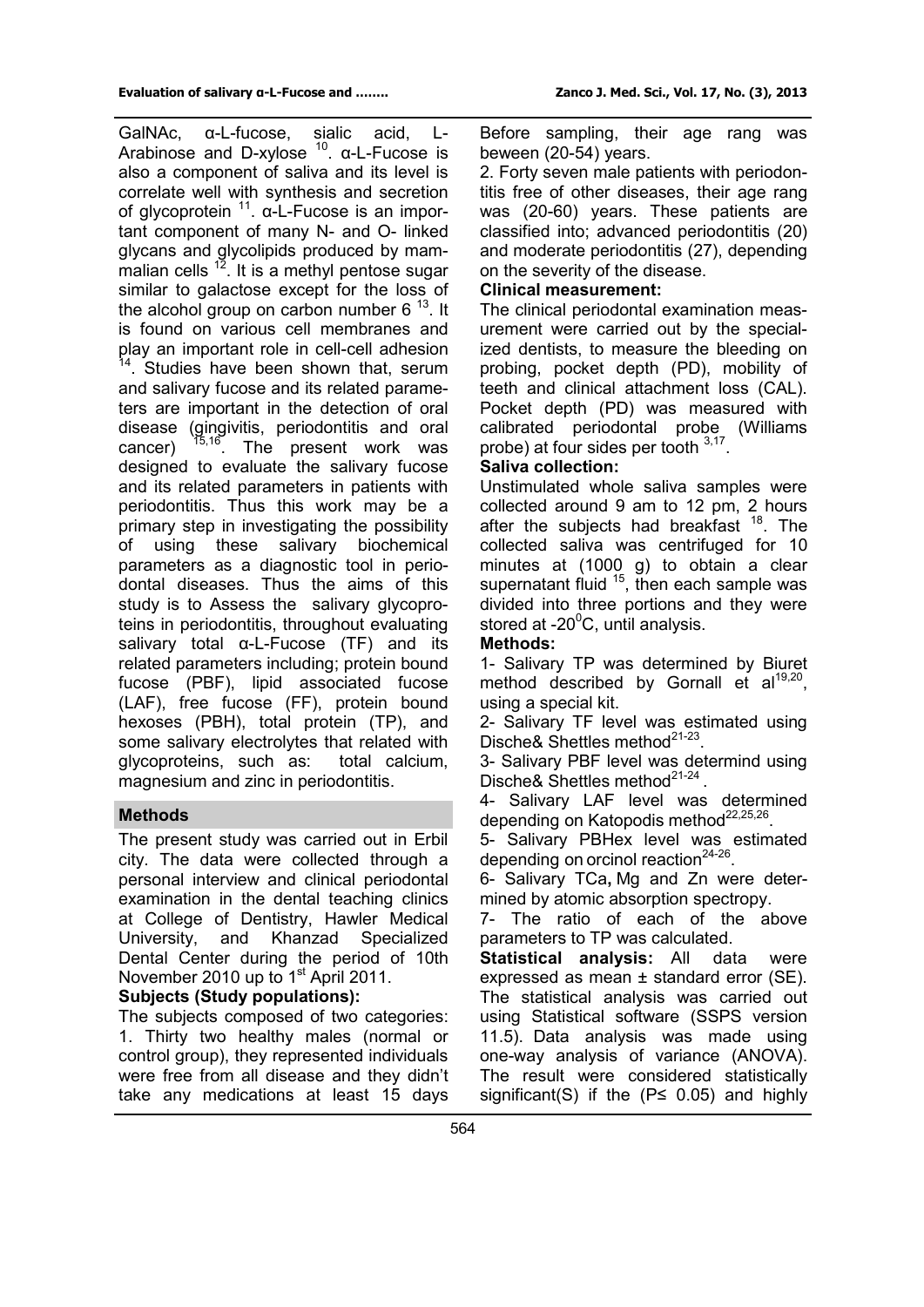GalNAc, α-L-fucose, sialic acid, L-Arabinose and D-xylose [10]. α-L-Fucose is also a component of saliva and its level is correlate well with synthesis and secretion of glycoprotein [11]. α-L-Fucose is an important component of many N- and O- linked glycans and glycolipids produced by mammalian cells [12]. It is a methyl pentose sugar similar to galactose except for the loss of the alcohol group on carbon number 6 [13]. It is found on various cell membranes and play an important role in cell-cell adhesion [14]. Studies have been shown that, serum and salivary fucose and its related parameters are important in the detection of oral disease (gingivitis, periodontitis and oral cancer) [15,16]. The present work was designed to evaluate the salivary fucose and its related parameters in patients with periodontitis. Thus this work may be a primary step in investigating the possibility of using these salivary biochemical parameters as a diagnostic tool in periodontal diseases. Thus the aims of this study is to Assess the salivary glycoproteins in periodontitis, throughout evaluating salivary total α-L-Fucose (TF) and its related parameters including; protein bound fucose (PBF), lipid associated fucose (LAF), free fucose (FF), protein bound hexoses (PBH), total protein (TP), and some salivary electrolytes that related with glycoproteins, such as: total calcium, magnesium and zinc in periodontitis.

## Methods

The present study was carried out in Erbil city. The data were collected through a personal interview and clinical periodontal examination in the dental teaching clinics at College of Dentistry, Hawler Medical University, and Khanzad Specialized Dental Center during the period of 10th November 2010 up to 1st April 2011.

**Subjects (Study populations):**

The subjects composed of two categories:

1. Thirty two healthy males (normal or control group), they represented individuals were free from all disease and they didn't take any medications at least 15 days Before sampling, their age rang was beween (20-54) years.

2. Forty seven male patients with periodontitis free of other diseases, their age rang was (20-60) years. These patients are classified into; advanced periodontitis (20) and moderate periodontitis (27), depending on the severity of the disease.

**Clinical measurement:**

The clinical periodontal examination measurement were carried out by the specialized dentists, to measure the bleeding on probing, pocket depth (PD), mobility of teeth and clinical attachment loss (CAL). Pocket depth (PD) was measured with calibrated periodontal probe (Williams probe) at four sides per tooth [3,17].

**Saliva collection:**

Unstimulated whole saliva samples were collected around 9 am to 12 pm, 2 hours after the subjects had breakfast [18]. The collected saliva was centrifuged for 10 minutes at (1000 g) to obtain a clear supernatant fluid [15], then each sample was divided into three portions and they were stored at -20$^{0}$C, until analysis.

**Methods:**

1- Salivary TP was determined by Biuret method described by Gornall et al[19,20], using a special kit.

2- Salivary TF level was estimated using Dische& Shettles method[21-23].

3- Salivary PBF level was determind using Dische& Shettles method[21-24].

4- Salivary LAF level was determined depending on Katopodis method[22,25,26].

5- Salivary PBHex level was estimated depending on orcinol reaction[24-26].

6- Salivary TCa, Mg and Zn were determined by atomic absorption spectropy.

7- The ratio of each of the above parameters to TP was calculated.

**Statistical analysis:** All data were expressed as mean ± standard error (SE). The statistical analysis was carried out using Statistical software (SSPS version 11.5). Data analysis was made using one-way analysis of variance (ANOVA). The result were considered statistically significant(S) if the ($P \leq 0.05$) and highly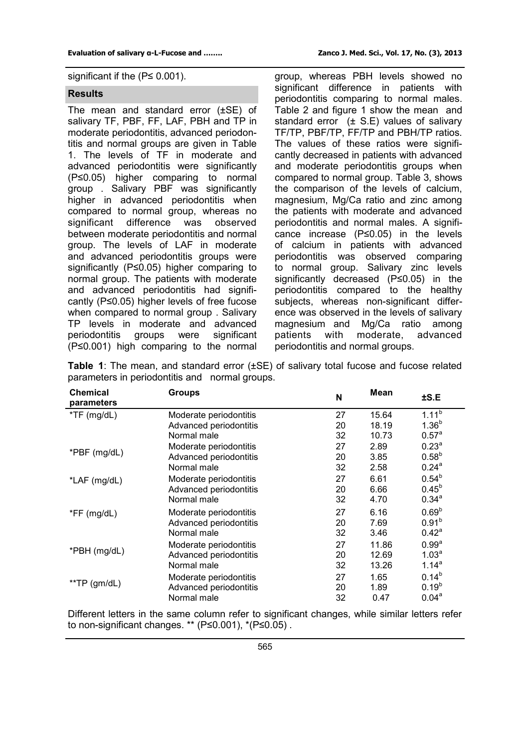significant if the (P≤ 0.001).

## Results

The mean and standard error (±SE) of salivary TF, PBF, FF, LAF, PBH and TP in moderate periodontitis, advanced periodontitis and normal groups are given in Table 1. The levels of TF in moderate and advanced periodontitis were significantly (P≤0.05) higher comparing to normal group . Salivary PBF was significantly higher in advanced periodontitis when compared to normal group, whereas no significant difference was observed between moderate periodontitis and normal group. The levels of LAF in moderate and advanced periodontitis groups were significantly (P≤0.05) higher comparing to normal group. The patients with moderate and advanced periodontitis had significantly (P≤0.05) higher levels of free fucose when compared to normal group . Salivary TP levels in moderate and advanced periodontitis groups were significant (P≤0.001) high comparing to the normal group, whereas PBH levels showed no significant difference in patients with periodontitis comparing to normal males. Table 2 and figure 1 show the mean and standard error (± S.E) values of salivary TF/TP, PBF/TP, FF/TP and PBH/TP ratios. The values of these ratios were significantly decreased in patients with advanced and moderate periodontitis groups when compared to normal group. Table 3, shows the comparison of the levels of calcium, magnesium, Mg/Ca ratio and zinc among the patients with moderate and advanced periodontitis and normal males. A significance increase (P≤0.05) in the levels of calcium in patients with advanced periodontitis was observed comparing to normal group. Salivary zinc levels significantly decreased (P≤0.05) in the periodontitis compared to the healthy subjects, whereas non-significant difference was observed in the levels of salivary magnesium and Mg/Ca ratio among patients with moderate, advanced periodontitis and normal groups.

**Table 1**: The mean, and standard error (±SE) of salivary total fucose and fucose related parameters in periodontitis and normal groups.

| Chemical parameters | Groups | N | Mean | ±S.E |
|---|---|---|---|---|
| *TF (mg/dL) | Moderate periodontitis | 27 | 15.64 | $1.11^{b}$ |
| | Advanced periodontitis | 20 | 18.19 | $1.36^{b}$ |
| | Normal male | 32 | 10.73 | $0.57^{a}$ |
| *PBF (mg/dL) | Moderate periodontitis | 27 | 2.89 | $0.23^{a}$ |
| | Advanced periodontitis | 20 | 3.85 | $0.58^{b}$ |
| | Normal male | 32 | 2.58 | $0.24^{a}$ |
| *LAF (mg/dL) | Moderate periodontitis | 27 | 6.61 | $0.54^{b}$ |
| | Advanced periodontitis | 20 | 6.66 | $0.45^{b}$ |
| | Normal male | 32 | 4.70 | $0.34^{a}$ |
| *FF (mg/dL) | Moderate periodontitis | 27 | 6.16 | $0.69^{b}$ |
| | Advanced periodontitis | 20 | 7.69 | $0.91^{b}$ |
| | Normal male | 32 | 3.46 | $0.42^{a}$ |
| *PBH (mg/dL) | Moderate periodontitis | 27 | 11.86 | $0.99^{a}$ |
| | Advanced periodontitis | 20 | 12.69 | $1.03^{a}$ |
| | Normal male | 32 | 13.26 | $1.14^{a}$ |
| **TP (gm/dL) | Moderate periodontitis | 27 | 1.65 | $0.14^{b}$ |
| | Advanced periodontitis | 20 | 1.89 | $0.19^{b}$ |
| | Normal male | 32 | 0.47 | $0.04^{a}$ |

Different letters in the same column refer to significant changes, while similar letters refer to non-significant changes. ** (P≤0.001), *(P≤0.05) .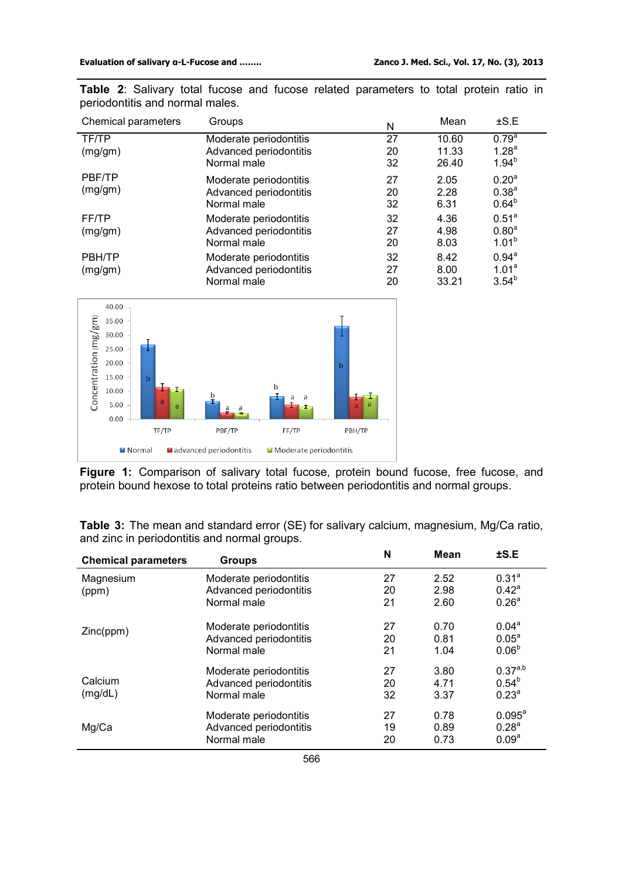**Table 2**: Salivary total fucose and fucose related parameters to total protein ratio in periodontitis and normal males.

| Chemical parameters | Groups | N | Mean | ±S.E |
|---|---|---|---|---|
| TF/TP (mg/gm) | Moderate periodontitis | 27 | 10.60 | 0.79[a] |
| | Advanced periodontitis | 20 | 11.33 | 1.28[a] |
| | Normal male | 32 | 26.40 | 1.94[b] |
| PBF/TP (mg/gm) | Moderate periodontitis | 27 | 2.05 | 0.20[a] |
| | Advanced periodontitis | 20 | 2.28 | 0.38[a] |
| | Normal male | 32 | 6.31 | 0.64[b] |
| FF/TP (mg/gm) | Moderate periodontitis | 32 | 4.36 | 0.51[a] |
| | Advanced periodontitis | 27 | 4.98 | 0.80[a] |
| | Normal male | 20 | 8.03 | 1.01[b] |
| PBH/TP (mg/gm) | Moderate periodontitis | 32 | 8.42 | 0.94[a] |
| | Advanced periodontitis | 27 | 8.00 | 1.01[a] |
| | Normal male | 20 | 33.21 | 3.54[b] |

**Figure 1:** Comparison of salivary total fucose, protein bound fucose, free fucose, and protein bound hexose to total proteins ratio between periodontitis and normal groups.

**Table 3:** The mean and standard error (SE) for salivary calcium, magnesium, Mg/Ca ratio, and zinc in periodontitis and normal groups.

| Chemical parameters | Groups | N | Mean | ±S.E |
|---|---|---|---|---|
| Magnesium (ppm) | Moderate periodontitis | 27 | 2.52 | 0.31[a] |
| | Advanced periodontitis | 20 | 2.98 | 0.42[a] |
| | Normal male | 21 | 2.60 | 0.26[a] |
| Zinc(ppm) | Moderate periodontitis | 27 | 0.70 | 0.04[a] |
| | Advanced periodontitis | 20 | 0.81 | 0.05[a] |
| | Normal male | 21 | 1.04 | 0.06[b] |
| Calcium (mg/dL) | Moderate periodontitis | 27 | 3.80 | 0.37[a,b] |
| | Advanced periodontitis | 20 | 4.71 | 0.54[b] |
| | Normal male | 32 | 3.37 | 0.23[a] |
| Mg/Ca | Moderate periodontitis | 27 | 0.78 | 0.095[a] |
| | Advanced periodontitis | 19 | 0.89 | 0.28[a] |
| | Normal male | 20 | 0.73 | 0.09[a] |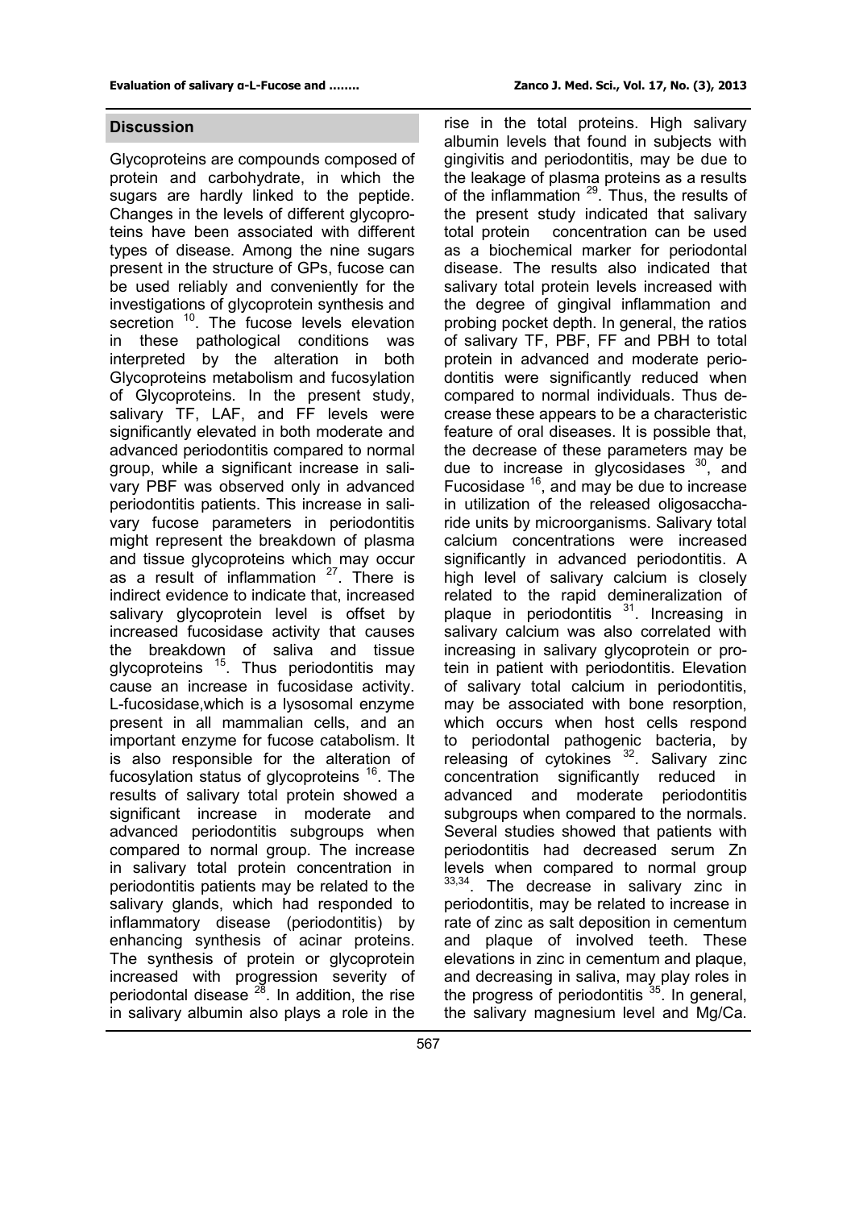## Discussion

Glycoproteins are compounds composed of protein and carbohydrate, in which the sugars are hardly linked to the peptide. Changes in the levels of different glycoproteins have been associated with different types of disease. Among the nine sugars present in the structure of GPs, fucose can be used reliably and conveniently for the investigations of glycoprotein synthesis and secretion [10]. The fucose levels elevation in these pathological conditions was interpreted by the alteration in both Glycoproteins metabolism and fucosylation of Glycoproteins. In the present study, salivary TF, LAF, and FF levels were significantly elevated in both moderate and advanced periodontitis compared to normal group, while a significant increase in salivary PBF was observed only in advanced periodontitis patients. This increase in salivary fucose parameters in periodontitis might represent the breakdown of plasma and tissue glycoproteins which may occur as a result of inflammation [27]. There is indirect evidence to indicate that, increased salivary glycoprotein level is offset by increased fucosidase activity that causes the breakdown of saliva and tissue glycoproteins [15]. Thus periodontitis may cause an increase in fucosidase activity. L-fucosidase,which is a lysosomal enzyme present in all mammalian cells, and an important enzyme for fucose catabolism. It is also responsible for the alteration of fucosylation status of glycoproteins [16]. The results of salivary total protein showed a significant increase in moderate and advanced periodontitis subgroups when compared to normal group. The increase in salivary total protein concentration in periodontitis patients may be related to the salivary glands, which had responded to inflammatory disease (periodontitis) by enhancing synthesis of acinar proteins. The synthesis of protein or glycoprotein increased with progression severity of periodontal disease [28]. In addition, the rise in salivary albumin also plays a role in the rise in the total proteins. High salivary albumin levels that found in subjects with gingivitis and periodontitis, may be due to the leakage of plasma proteins as a results of the inflammation [29]. Thus, the results of the present study indicated that salivary total protein concentration can be used as a biochemical marker for periodontal disease. The results also indicated that salivary total protein levels increased with the degree of gingival inflammation and probing pocket depth. In general, the ratios of salivary TF, PBF, FF and PBH to total protein in advanced and moderate periodontitis were significantly reduced when compared to normal individuals. Thus decrease these appears to be a characteristic feature of oral diseases. It is possible that, the decrease of these parameters may be due to increase in glycosidases [30], and Fucosidase [16], and may be due to increase in utilization of the released oligosaccharide units by microorganisms. Salivary total calcium concentrations were increased significantly in advanced periodontitis. A high level of salivary calcium is closely related to the rapid demineralization of plaque in periodontitis [31]. Increasing in salivary calcium was also correlated with increasing in salivary glycoprotein or protein in patient with periodontitis. Elevation of salivary total calcium in periodontitis, may be associated with bone resorption, which occurs when host cells respond to periodontal pathogenic bacteria, by releasing of cytokines [32]. Salivary zinc concentration significantly reduced in advanced and moderate periodontitis subgroups when compared to the normals. Several studies showed that patients with periodontitis had decreased serum Zn levels when compared to normal group [33,34]. The decrease in salivary zinc in periodontitis, may be related to increase in rate of zinc as salt deposition in cementum and plaque of involved teeth. These elevations in zinc in cementum and plaque, and decreasing in saliva, may play roles in the progress of periodontitis [35]. In general, the salivary magnesium level and Mg/Ca.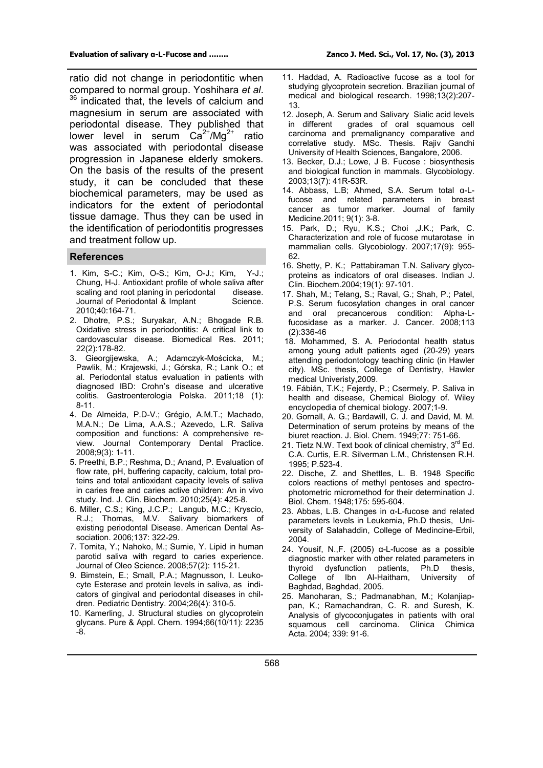ratio did not change in periodontitic when compared to normal group. Yoshihara *et al*.[36] indicated that, the levels of calcium and magnesium in serum are associated with periodontal disease. They published that lower level in serum $Ca^{2+}/Mg^{2+}$ ratio was associated with periodontal disease progression in Japanese elderly smokers. On the basis of the results of the present study, it can be concluded that these biochemical parameters, may be used as indicators for the extent of periodontal tissue damage. Thus they can be used in the identification of periodontitis progresses and treatment follow up.

## References

1. Kim, S-C.; Kim, O-S.; Kim, O-J.; Kim, Y-J.; Chung, H-J. Antioxidant profile of whole saliva after scaling and root planing in periodontal disease. Journal of Periodontal & Implant Science. 2010;40:164-71.
2. Dhotre, P.S.; Suryakar, A.N.; Bhogade R.B. Oxidative stress in periodontitis: A critical link to cardovascular disease. Biomedical Res. 2011; 22(2):178-82.
3. Gieorgijewska, A.; Adamczyk-Mościcka, M.; Pawlik, M.; Krajewski, J.; Górska, R.; Lank O.; et al. Periodontal status evaluation in patients with diagnosed IBD: Crohn's disease and ulcerative colitis. Gastroenterologia Polska. 2011;18 (1): 8-11.
4. De Almeida, P.D-V.; Grégio, A.M.T.; Machado, M.A.N.; De Lima, A.A.S.; Azevedo, L.R. Saliva composition and functions: A comprehensive review. Journal Contemporary Dental Practice. 2008;9(3): 1-11.
5. Preethi, B.P.; Reshma, D.; Anand, P. Evaluation of flow rate, pH, buffering capacity, calcium, total proteins and total antioxidant capacity levels of saliva in caries free and caries active children: An in vivo study. Ind. J. Clin. Biochem. 2010;25(4): 425-8.
6. Miller, C.S.; King, J.C.P.; Langub, M.C.; Kryscio, R.J.; Thomas, M.V. Salivary biomarkers of existing periodontal Disease. American Dental Association. 2006;137: 322-29.
7. Tomita, Y.; Nahoko, M.; Sumie, Y. Lipid in human parotid saliva with regard to caries experience. Journal of Oleo Science. 2008;57(2): 115-21.
9. Bimstein, E.; Small, P.A.; Magnusson, I. Leukocyte Esterase and protein levels in saliva, as indicators of gingival and periodontal diseases in children. Pediatric Dentistry. 2004;26(4): 310-5.
10. Kamerling, J. Structural studies on glycoprotein glycans. Pure & Appl. Chern. 1994;66(10/11): 2235-8.
11. Haddad, A. Radioactive fucose as a tool for studying glycoprotein secretion. Brazilian journal of medical and biological research. 1998;13(2):207-13.
12. Joseph, A. Serum and Salivary Sialic acid levels in different grades of oral squamous cell carcinoma and premalignancy comparative and correlative study. MSc. Thesis. Rajiv Gandhi University of Health Sciences, Bangalore, 2006.
13. Becker, D.J.; Lowe, J B. Fucose : biosynthesis and biological function in mammals. Glycobiology. 2003;13(7): 41R-53R.
14. Abbass, L.B; Ahmed, S.A. Serum total α-L-fucose and related parameters in breast cancer as tumor marker. Journal of family Medicine.2011; 9(1): 3-8.
15. Park, D.; Ryu, K.S.; Choi ,J.K.; Park, C. Characterization and role of fucose mutarotase in mammalian cells. Glycobiology. 2007;17(9): 955-62.
16. Shetty, P. K.; Pattabiraman T.N. Salivary glycoproteins as indicators of oral diseases. Indian J. Clin. Biochem.2004;19(1): 97-101.
17. Shah, M.; Telang, S.; Raval, G.; Shah, P.; Patel, P.S. Serum fucosylation changes in oral cancer and oral precancerous condition: Alpha-L-fucosidase as a marker. J. Cancer. 2008;113 (2):336-46
18. Mohammed, S. A. Periodontal health status among young adult patients aged (20-29) years attending periodontology teaching clinic (in Hawler city). MSc. thesis, College of Dentistry, Hawler medical Univeristy,2009.
19. Fábián, T.K.; Fejerdy, P.; Csermely, P. Saliva in health and disease, Chemical Biology of. Wiley encyclopedia of chemical biology. 2007;1-9.
20. Gornall, A. G.; Bardawill, C. J. and David, M. M. Determination of serum proteins by means of the biuret reaction. J. Biol. Chem. 1949;77: 751-66.
21. Tietz N.W. Text book of clinical chemistry, 3rd Ed. C.A. Curtis, E.R. Silverman L.M., Christensen R.H. 1995; P.523-4.
22. Dische, Z. and Shettles, L. B. 1948 Specific colors reactions of methyl pentoses and spectrophotometric micromethod for their determination J. Biol. Chem. 1948;175: 595-604.
23. Abbas, L.B. Changes in α-L-fucose and related parameters levels in Leukemia, Ph.D thesis, University of Salahaddin, College of Medincine-Erbil, 2004.
24. Yousif, N.,F. (2005) α-L-fucose as a possible diagnostic marker with other related parameters in thyroid dysfunction patients, Ph.D thesis, College of Ibn Al-Haitham, University of Baghdad, Baghdad, 2005.
25. Manoharan, S.; Padmanabhan, M.; Kolanjiappan, K.; Ramachandran, C. R. and Suresh, K. Analysis of glycoconjugates in patients with oral squamous cell carcinoma. Clinica Chimica Acta. 2004; 339: 91-6.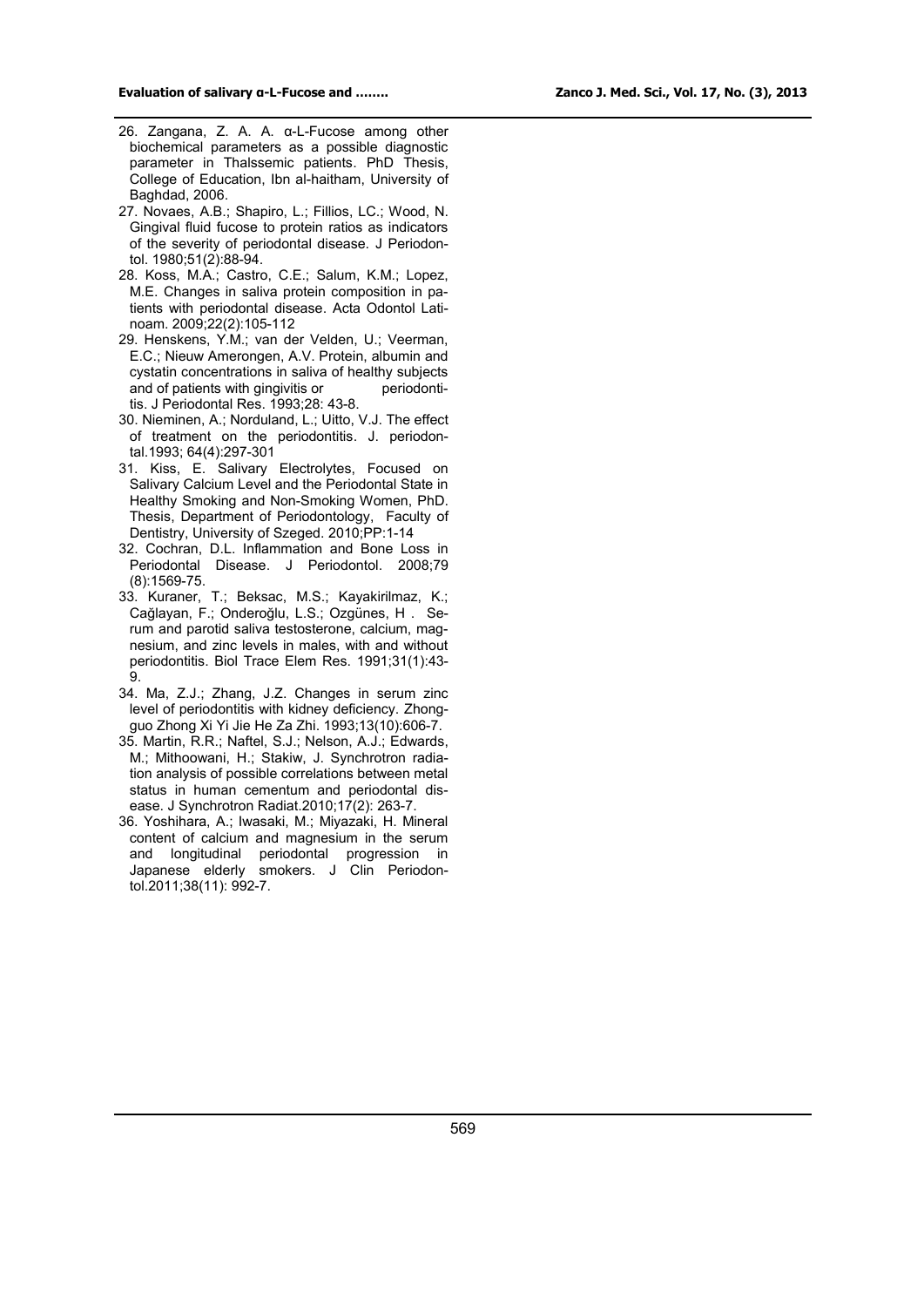26. Zangana, Z. A. A. α-L-Fucose among other biochemical parameters as a possible diagnostic parameter in Thalssemic patients. PhD Thesis, College of Education, Ibn al-haitham, University of Baghdad, 2006.
27. Novaes, A.B.; Shapiro, L.; Fillios, LC.; Wood, N. Gingival fluid fucose to protein ratios as indicators of the severity of periodontal disease. J Periodontol. 1980;51(2):88-94.
28. Koss, M.A.; Castro, C.E.; Salum, K.M.; Lopez, M.E. Changes in saliva protein composition in patients with periodontal disease. Acta Odontol Latinoam. 2009;22(2):105-112
29. Henskens, Y.M.; van der Velden, U.; Veerman, E.C.; Nieuw Amerongen, A.V. Protein, albumin and cystatin concentrations in saliva of healthy subjects and of patients with gingivitis or periodontitis. J Periodontal Res. 1993;28: 43-8.
30. Nieminen, A.; Norduland, L.; Uitto, V.J. The effect of treatment on the periodontitis. J. periodontal.1993; 64(4):297-301
31. Kiss, E. Salivary Electrolytes, Focused on Salivary Calcium Level and the Periodontal State in Healthy Smoking and Non-Smoking Women, PhD. Thesis, Department of Periodontology, Faculty of Dentistry, University of Szeged. 2010;PP:1-14
32. Cochran, D.L. Inflammation and Bone Loss in Periodontal Disease. J Periodontol. 2008;79 (8):1569-75.
33. Kuraner, T.; Beksac, M.S.; Kayakirilmaz, K.; Cağlayan, F.; Onderoğlu, L.S.; Ozgünes, H . Serum and parotid saliva testosterone, calcium, magnesium, and zinc levels in males, with and without periodontitis. Biol Trace Elem Res. 1991;31(1):43-9.
34. Ma, Z.J.; Zhang, J.Z. Changes in serum zinc level of periodontitis with kidney deficiency. Zhongguo Zhong Xi Yi Jie He Za Zhi. 1993;13(10):606-7.
35. Martin, R.R.; Naftel, S.J.; Nelson, A.J.; Edwards, M.; Mithoowani, H.; Stakiw, J. Synchrotron radiation analysis of possible correlations between metal status in human cementum and periodontal disease. J Synchrotron Radiat.2010;17(2): 263-7.
36. Yoshihara, A.; Iwasaki, M.; Miyazaki, H. Mineral content of calcium and magnesium in the serum and longitudinal periodontal progression in Japanese elderly smokers. J Clin Periodontol.2011;38(11): 992-7.